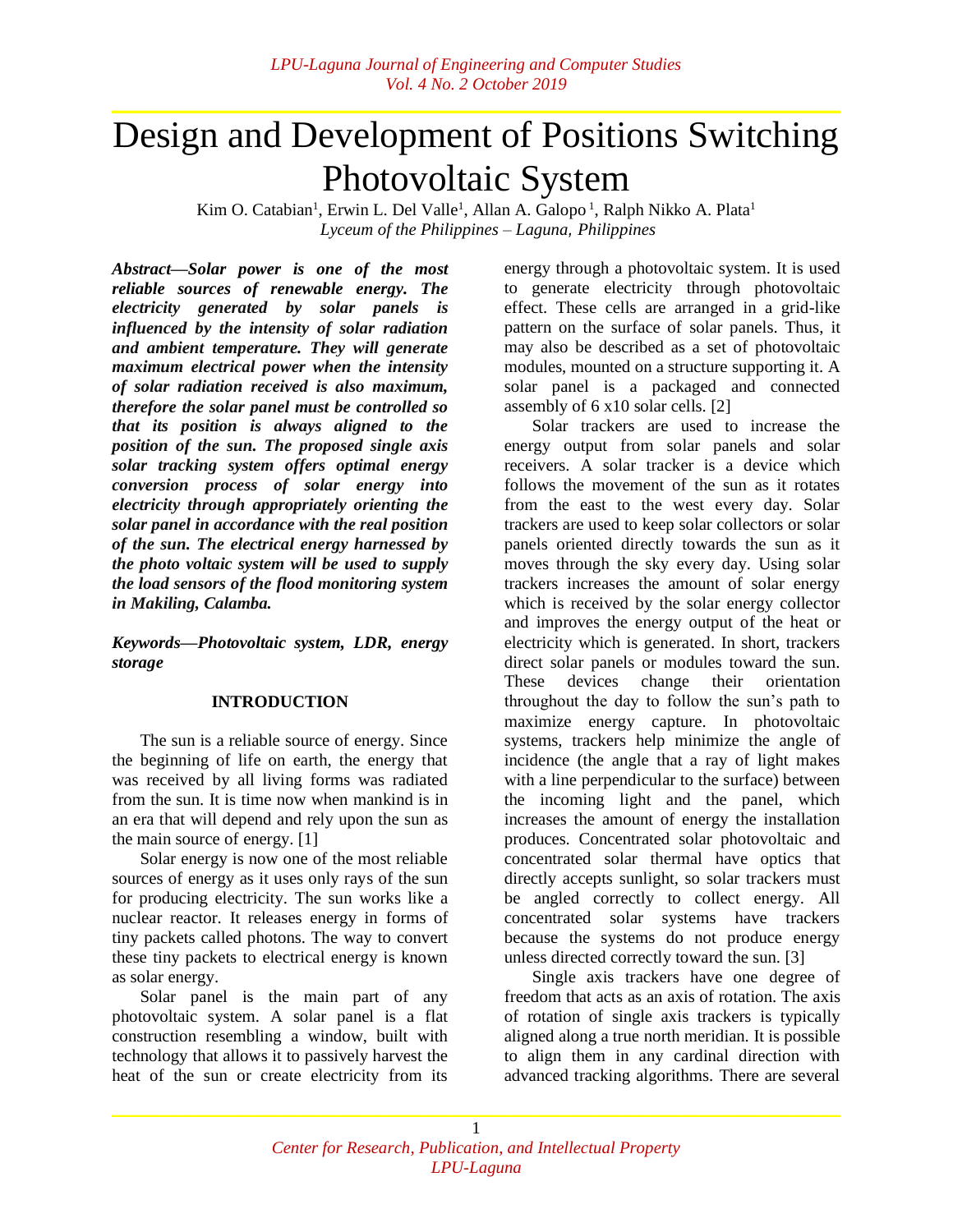# Design and Development of Positions Switching Photovoltaic System

Kim O. Catabian[1], Erwin L. Del Valle[1], Allan A. Galopo[1], Ralph Nikko A. Plata[1]

*Lyceum of the Philippines – Laguna, Philippines*

***Abstract—Solar power is one of the most reliable sources of renewable energy. The electricity generated by solar panels is influenced by the intensity of solar radiation and ambient temperature. They will generate maximum electrical power when the intensity of solar radiation received is also maximum, therefore the solar panel must be controlled so that its position is always aligned to the position of the sun. The proposed single axis solar tracking system offers optimal energy conversion process of solar energy into electricity through appropriately orienting the solar panel in accordance with the real position of the sun. The electrical energy harnessed by the photo voltaic system will be used to supply the load sensors of the flood monitoring system in Makiling, Calamba.***

***Keywords—Photovoltaic system, LDR, energy storage***

## INTRODUCTION

The sun is a reliable source of energy. Since the beginning of life on earth, the energy that was received by all living forms was radiated from the sun. It is time now when mankind is in an era that will depend and rely upon the sun as the main source of energy. [1]

Solar energy is now one of the most reliable sources of energy as it uses only rays of the sun for producing electricity. The sun works like a nuclear reactor. It releases energy in forms of tiny packets called photons. The way to convert these tiny packets to electrical energy is known as solar energy.

Solar panel is the main part of any photovoltaic system. A solar panel is a flat construction resembling a window, built with technology that allows it to passively harvest the heat of the sun or create electricity from its energy through a photovoltaic system. It is used to generate electricity through photovoltaic effect. These cells are arranged in a grid-like pattern on the surface of solar panels. Thus, it may also be described as a set of photovoltaic modules, mounted on a structure supporting it. A solar panel is a packaged and connected assembly of 6 x10 solar cells. [2]

Solar trackers are used to increase the energy output from solar panels and solar receivers. A solar tracker is a device which follows the movement of the sun as it rotates from the east to the west every day. Solar trackers are used to keep solar collectors or solar panels oriented directly towards the sun as it moves through the sky every day. Using solar trackers increases the amount of solar energy which is received by the solar energy collector and improves the energy output of the heat or electricity which is generated. In short, trackers direct solar panels or modules toward the sun. These devices change their orientation throughout the day to follow the sun's path to maximize energy capture. In photovoltaic systems, trackers help minimize the angle of incidence (the angle that a ray of light makes with a line perpendicular to the surface) between the incoming light and the panel, which increases the amount of energy the installation produces. Concentrated solar photovoltaic and concentrated solar thermal have optics that directly accepts sunlight, so solar trackers must be angled correctly to collect energy. All concentrated solar systems have trackers because the systems do not produce energy unless directed correctly toward the sun. [3]

Single axis trackers have one degree of freedom that acts as an axis of rotation. The axis of rotation of single axis trackers is typically aligned along a true north meridian. It is possible to align them in any cardinal direction with advanced tracking algorithms. There are several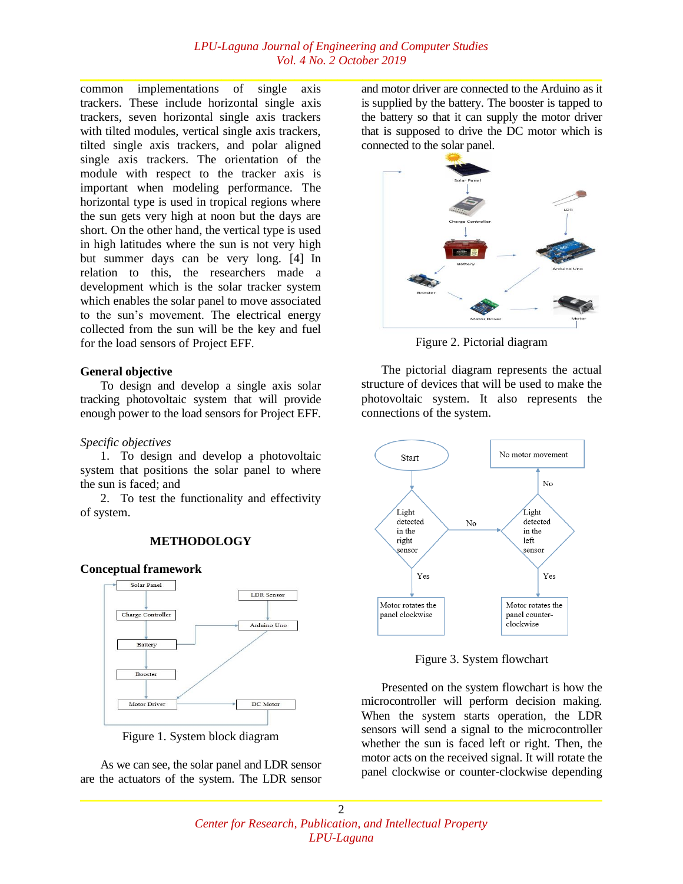common implementations of single axis trackers. These include horizontal single axis trackers, seven horizontal single axis trackers with tilted modules, vertical single axis trackers, tilted single axis trackers, and polar aligned single axis trackers. The orientation of the module with respect to the tracker axis is important when modeling performance. The horizontal type is used in tropical regions where the sun gets very high at noon but the days are short. On the other hand, the vertical type is used in high latitudes where the sun is not very high but summer days can be very long. [4] In relation to this, the researchers made a development which is the solar tracker system which enables the solar panel to move associated to the sun's movement. The electrical energy collected from the sun will be the key and fuel for the load sensors of Project EFF.

**General objective**

To design and develop a single axis solar tracking photovoltaic system that will provide enough power to the load sensors for Project EFF.

*Specific objectives*

1. To design and develop a photovoltaic system that positions the solar panel to where the sun is faced; and
2. To test the functionality and effectivity of system.

## METHODOLOGY

**Conceptual framework**

Figure 1. System block diagram

As we can see, the solar panel and LDR sensor are the actuators of the system. The LDR sensor and motor driver are connected to the Arduino as it is supplied by the battery. The booster is tapped to the battery so that it can supply the motor driver that is supposed to drive the DC motor which is connected to the solar panel.

Figure 2. Pictorial diagram

The pictorial diagram represents the actual structure of devices that will be used to make the photovoltaic system. It also represents the connections of the system.

Figure 3. System flowchart

Presented on the system flowchart is how the microcontroller will perform decision making. When the system starts operation, the LDR sensors will send a signal to the microcontroller whether the sun is faced left or right. Then, the motor acts on the received signal. It will rotate the panel clockwise or counter-clockwise depending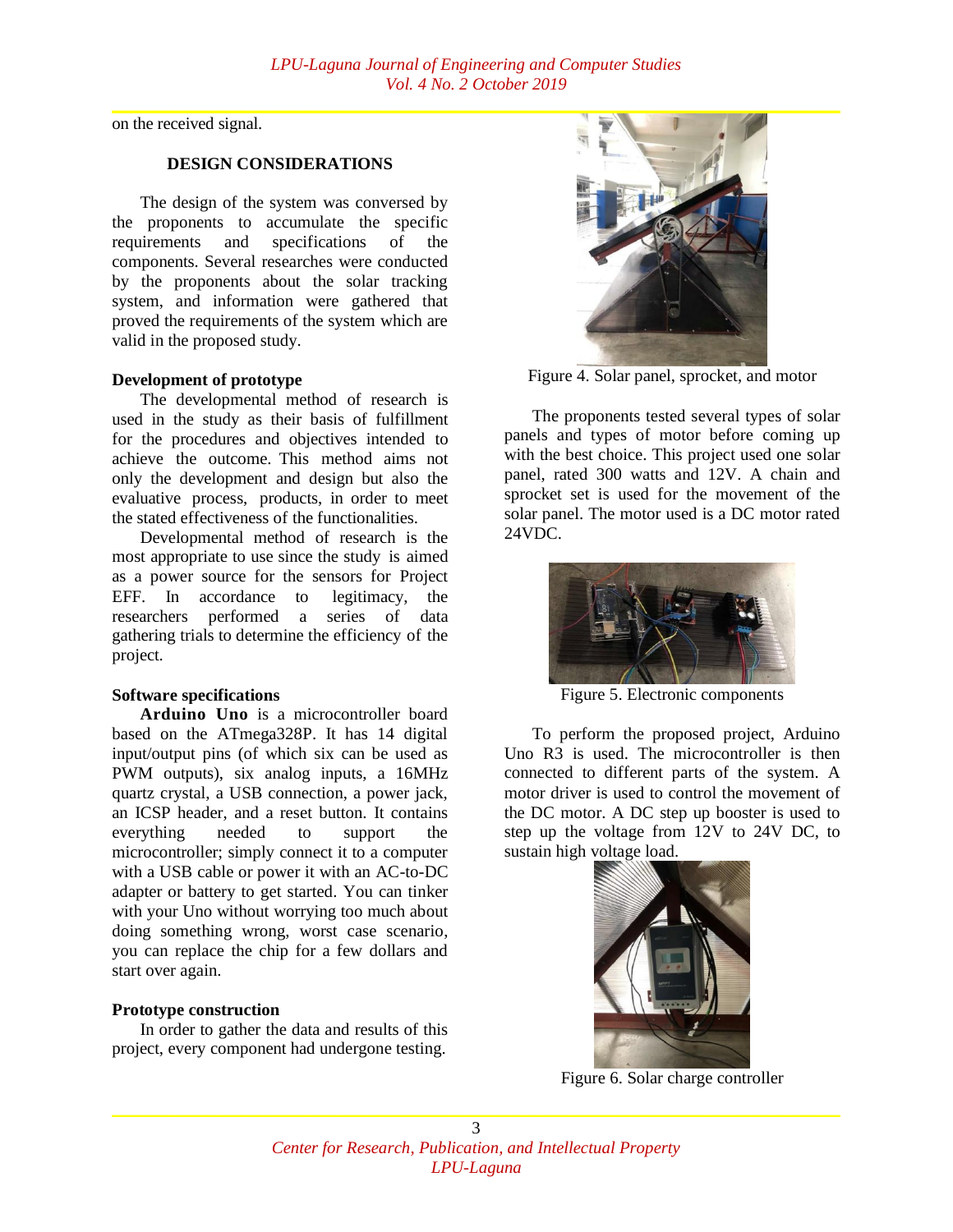on the received signal.

## DESIGN CONSIDERATIONS

The design of the system was conversed by the proponents to accumulate the specific requirements and specifications of the components. Several researches were conducted by the proponents about the solar tracking system, and information were gathered that proved the requirements of the system which are valid in the proposed study.

### Development of prototype

The developmental method of research is used in the study as their basis of fulfillment for the procedures and objectives intended to achieve the outcome. This method aims not only the development and design but also the evaluative process, products, in order to meet the stated effectiveness of the functionalities.

Developmental method of research is the most appropriate to use since the study is aimed as a power source for the sensors for Project EFF. In accordance to legitimacy, the researchers performed a series of data gathering trials to determine the efficiency of the project.

### Software specifications

**Arduino Uno** is a microcontroller board based on the ATmega328P. It has 14 digital input/output pins (of which six can be used as PWM outputs), six analog inputs, a 16MHz quartz crystal, a USB connection, a power jack, an ICSP header, and a reset button. It contains everything needed to support the microcontroller; simply connect it to a computer with a USB cable or power it with an AC-to-DC adapter or battery to get started. You can tinker with your Uno without worrying too much about doing something wrong, worst case scenario, you can replace the chip for a few dollars and start over again.

### Prototype construction

In order to gather the data and results of this project, every component had undergone testing.

Figure 4. Solar panel, sprocket, and motor

The proponents tested several types of solar panels and types of motor before coming up with the best choice. This project used one solar panel, rated 300 watts and 12V. A chain and sprocket set is used for the movement of the solar panel. The motor used is a DC motor rated 24VDC.

Figure 5. Electronic components

To perform the proposed project, Arduino Uno R3 is used. The microcontroller is then connected to different parts of the system. A motor driver is used to control the movement of the DC motor. A DC step up booster is used to step up the voltage from 12V to 24V DC, to sustain high voltage load.

Figure 6. Solar charge controller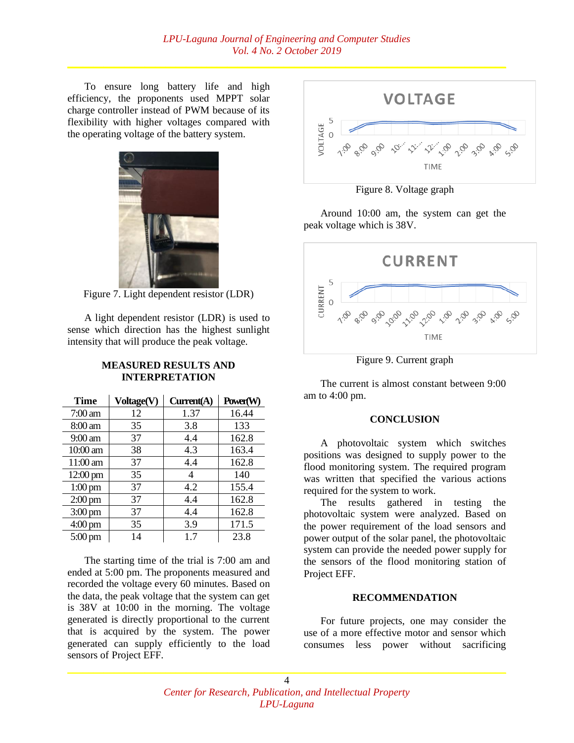To ensure long battery life and high efficiency, the proponents used MPPT solar charge controller instead of PWM because of its flexibility with higher voltages compared with the operating voltage of the battery system.

Figure 7. Light dependent resistor (LDR)

A light dependent resistor (LDR) is used to sense which direction has the highest sunlight intensity that will produce the peak voltage.

## MEASURED RESULTS AND INTERPRETATION

| Time | Voltage(V) | Current(A) | Power(W) |
|---|---|---|---|
| 7:00 am | 12 | 1.37 | 16.44 |
| 8:00 am | 35 | 3.8 | 133 |
| 9:00 am | 37 | 4.4 | 162.8 |
| 10:00 am | 38 | 4.3 | 163.4 |
| 11:00 am | 37 | 4.4 | 162.8 |
| 12:00 pm | 35 | 4 | 140 |
| 1:00 pm | 37 | 4.2 | 155.4 |
| 2:00 pm | 37 | 4.4 | 162.8 |
| 3:00 pm | 37 | 4.4 | 162.8 |
| 4:00 pm | 35 | 3.9 | 171.5 |
| 5:00 pm | 14 | 1.7 | 23.8 |

The starting time of the trial is 7:00 am and ended at 5:00 pm. The proponents measured and recorded the voltage every 60 minutes. Based on the data, the peak voltage that the system can get is 38V at 10:00 in the morning. The voltage generated is directly proportional to the current that is acquired by the system. The power generated can supply efficiently to the load sensors of Project EFF.

Figure 8. Voltage graph

Around 10:00 am, the system can get the peak voltage which is 38V.

Figure 9. Current graph

The current is almost constant between 9:00 am to 4:00 pm.

## CONCLUSION

A photovoltaic system which switches positions was designed to supply power to the flood monitoring system. The required program was written that specified the various actions required for the system to work.

The results gathered in testing the photovoltaic system were analyzed. Based on the power requirement of the load sensors and power output of the solar panel, the photovoltaic system can provide the needed power supply for the sensors of the flood monitoring station of Project EFF.

## RECOMMENDATION

For future projects, one may consider the use of a more effective motor and sensor which consumes less power without sacrificing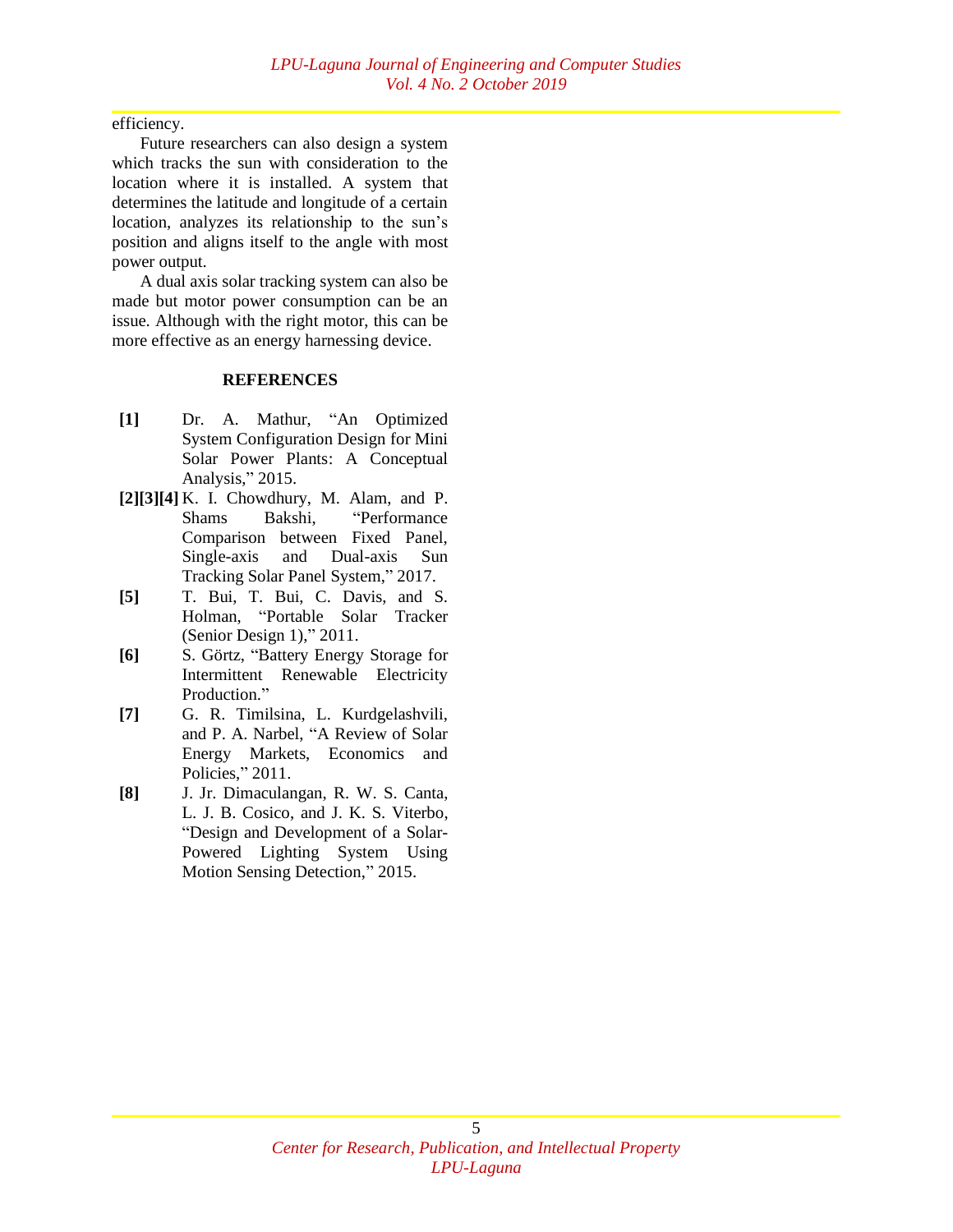efficiency.

Future researchers can also design a system which tracks the sun with consideration to the location where it is installed. A system that determines the latitude and longitude of a certain location, analyzes its relationship to the sun's position and aligns itself to the angle with most power output.

A dual axis solar tracking system can also be made but motor power consumption can be an issue. Although with the right motor, this can be more effective as an energy harnessing device.

## REFERENCES

**[1]** Dr. A. Mathur, "An Optimized System Configuration Design for Mini Solar Power Plants: A Conceptual Analysis," 2015.

**[2][3][4]** K. I. Chowdhury, M. Alam, and P. Shams Bakshi, "Performance Comparison between Fixed Panel, Single-axis and Dual-axis Sun Tracking Solar Panel System," 2017.

**[5]** T. Bui, T. Bui, C. Davis, and S. Holman, "Portable Solar Tracker (Senior Design 1)," 2011.

**[6]** S. Görtz, "Battery Energy Storage for Intermittent Renewable Electricity Production."

**[7]** G. R. Timilsina, L. Kurdgelashvili, and P. A. Narbel, "A Review of Solar Energy Markets, Economics and Policies," 2011.

**[8]** J. Jr. Dimaculangan, R. W. S. Canta, L. J. B. Cosico, and J. K. S. Viterbo, "Design and Development of a Solar-Powered Lighting System Using Motion Sensing Detection," 2015.